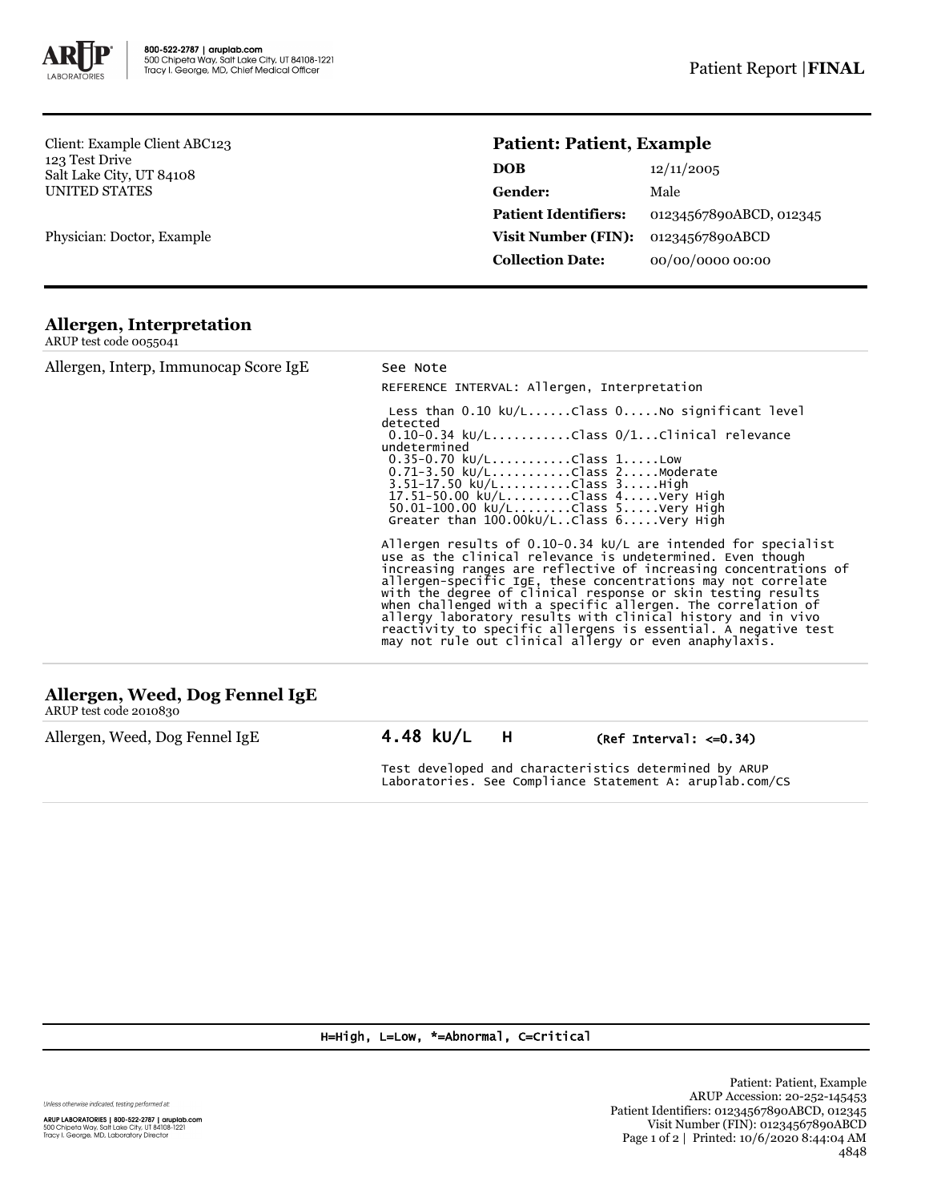800-522-2787 | aruplab.com
500 Chipeta Way, Salt Lake City, UT 84108-1221
Tracy I. George, MD, Chief Medical Officer

Patient Report | **FINAL**

Client: Example Client ABC123
123 Test Drive
Salt Lake City, UT 84108
UNITED STATES

Physician: Doctor, Example

**Patient: Patient, Example**

| | |
|---|---|
| **DOB** | 12/11/2005 |
| **Gender:** | Male |
| **Patient Identifiers:** | 01234567890ABCD, 012345 |
| **Visit Number (FIN):** | 01234567890ABCD |
| **Collection Date:** | 00/00/0000 00:00 |

## Allergen, Interpretation

ARUP test code 0055041

Allergen, Interp, Immunocap Score IgE

See Note

REFERENCE INTERVAL: Allergen, Interpretation

```
 Less than 0.10 kU/L......Class 0.....No significant level
detected
 0.10-0.34 kU/L...........Class 0/1...Clinical relevance
undetermined
 0.35-0.70 kU/L...........Class 1.....Low
 0.71-3.50 kU/L...........Class 2.....Moderate
 3.51-17.50 kU/L..........Class 3.....High
 17.51-50.00 kU/L.........Class 4.....Very High
 50.01-100.00 kU/L........Class 5.....Very High
 Greater than 100.00kU/L..Class 6.....Very High
```

Allergen results of 0.10-0.34 kU/L are intended for specialist use as the clinical relevance is undetermined. Even though increasing ranges are reflective of increasing concentrations of allergen-specific IgE, these concentrations may not correlate with the degree of clinical response or skin testing results when challenged with a specific allergen. The correlation of allergy laboratory results with clinical history and in vivo reactivity to specific allergens is essential. A negative test may not rule out clinical allergy or even anaphylaxis.

## Allergen, Weed, Dog Fennel IgE

ARUP test code 2010830

| Test | Result | Flag | Reference |
|---|---|---|---|
| Allergen, Weed, Dog Fennel IgE | **4.48 kU/L** | **H** | (Ref Interval: <=0.34) |

Test developed and characteristics determined by ARUP Laboratories. See Compliance Statement A: aruplab.com/CS

H=High, L=Low, *=Abnormal, C=Critical

Unless otherwise indicated, testing performed at:
ARUP LABORATORIES | 800-522-2787 | aruplab.com
500 Chipeta Way, Salt Lake City, UT 84108-1221
Tracy I. George, MD, Laboratory Director

Patient: Patient, Example
ARUP Accession: 20-252-145453
Patient Identifiers: 01234567890ABCD, 012345
Visit Number (FIN): 01234567890ABCD
Printed: 10/6/2020 8:44:04 AM
4848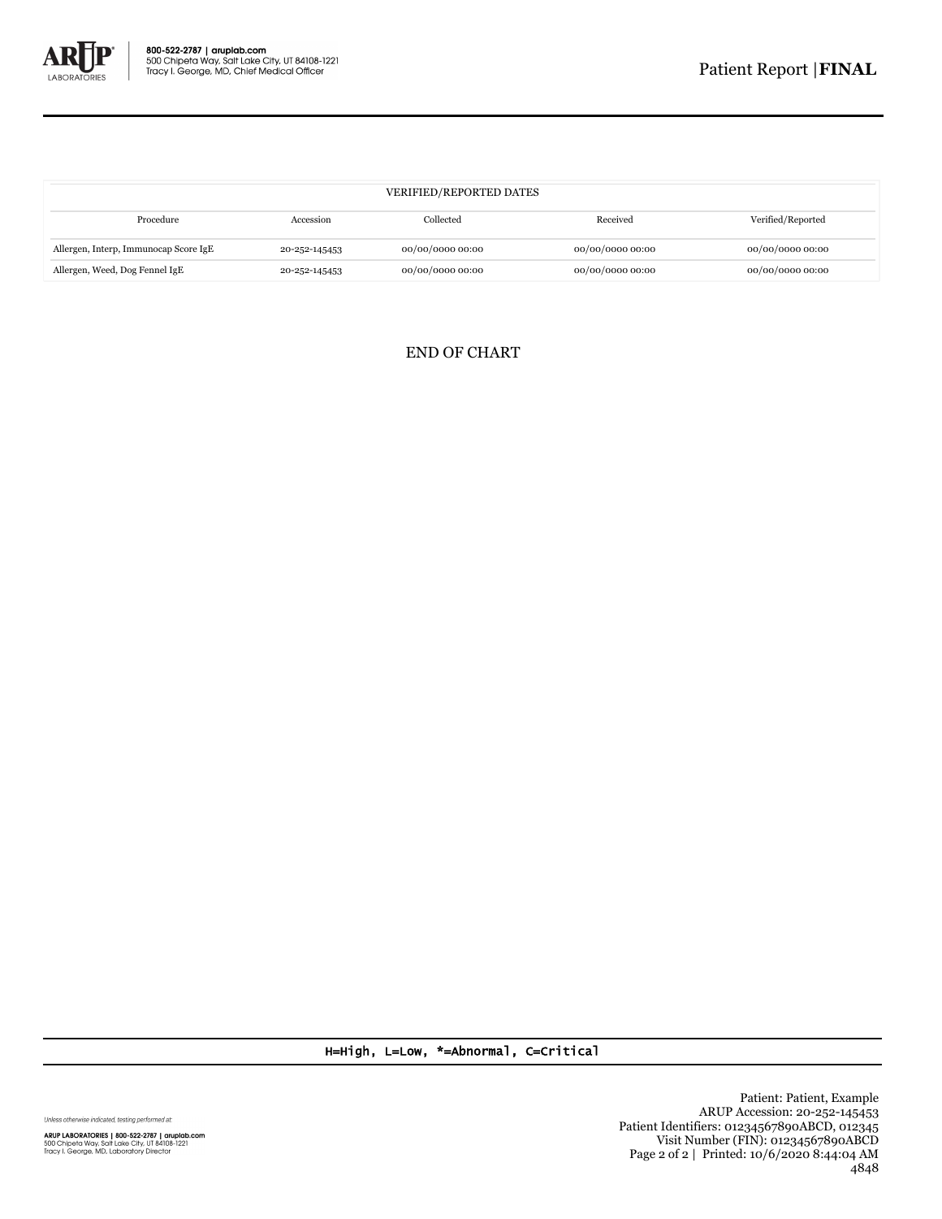| VERIFIED/REPORTED DATES | | | | |
|---|---|---|---|---|
| Procedure | Accession | Collected | Received | Verified/Reported |
| Allergen, Interp, Immunocap Score IgE | 20-252-145453 | 00/00/0000 00:00 | 00/00/0000 00:00 | 00/00/0000 00:00 |
| Allergen, Weed, Dog Fennel IgE | 20-252-145453 | 00/00/0000 00:00 | 00/00/0000 00:00 | 00/00/0000 00:00 |

END OF CHART

H=High, L=Low, *=Abnormal, C=Critical

Unless otherwise indicated, testing performed at:

ARUP LABORATORIES | 800-522-2787 | aruplab.com
500 Chipeta Way, Salt Lake City, UT 84108-1221
Tracy I. George, MD, Laboratory Director

Patient: Patient, Example
ARUP Accession: 20-252-145453
Patient Identifiers: 01234567890ABCD, 012345
Visit Number (FIN): 01234567890ABCD
Printed: 10/6/2020 8:44:04 AM
4848